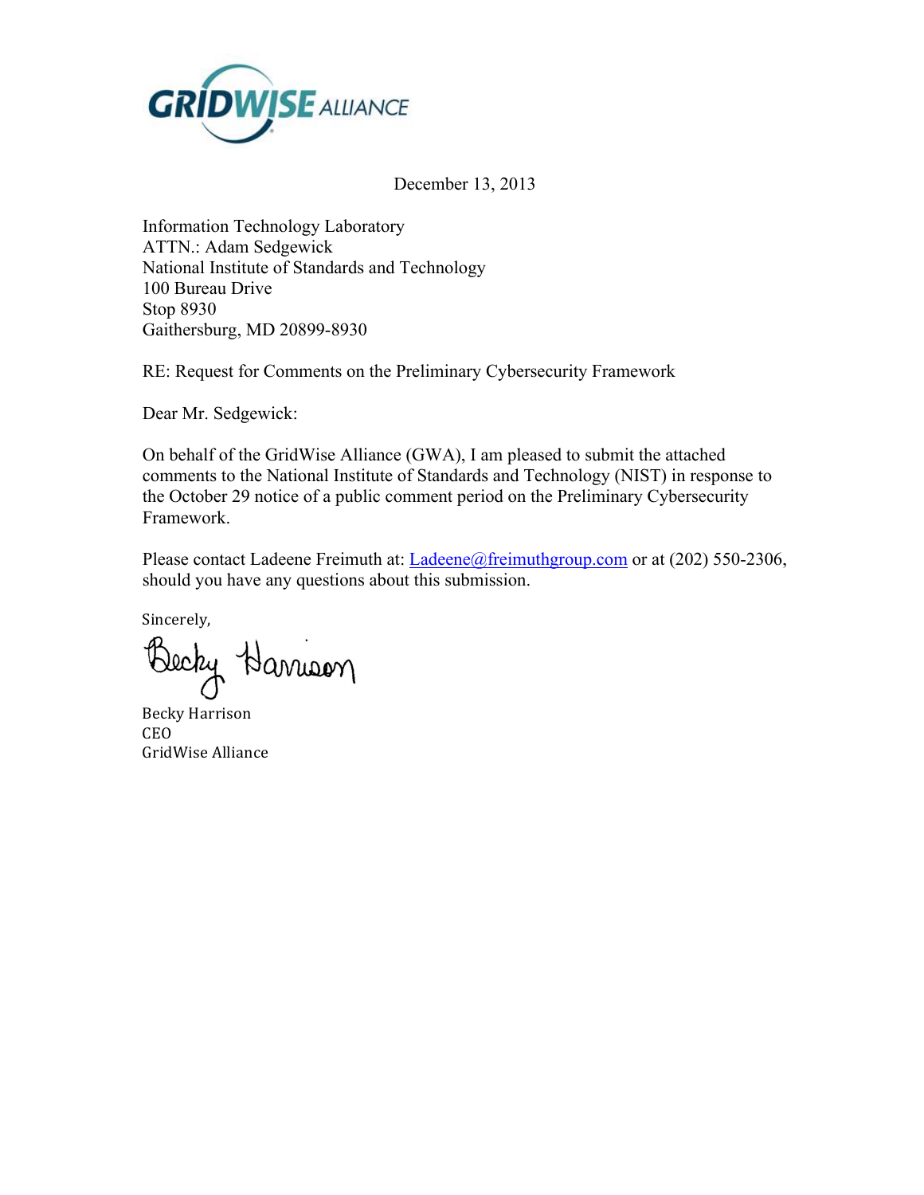GRIDWISE ALLIANCE

December 13, 2013

Information Technology Laboratory
ATTN.: Adam Sedgewick
National Institute of Standards and Technology
100 Bureau Drive
Stop 8930
Gaithersburg, MD 20899-8930

RE: Request for Comments on the Preliminary Cybersecurity Framework

Dear Mr. Sedgewick:

On behalf of the GridWise Alliance (GWA), I am pleased to submit the attached comments to the National Institute of Standards and Technology (NIST) in response to the October 29 notice of a public comment period on the Preliminary Cybersecurity Framework.

Please contact Ladeene Freimuth at: Ladeene@freimuthgroup.com or at (202) 550-2306, should you have any questions about this submission.

Sincerely,

Becky Harrison

Becky Harrison
CEO
GridWise Alliance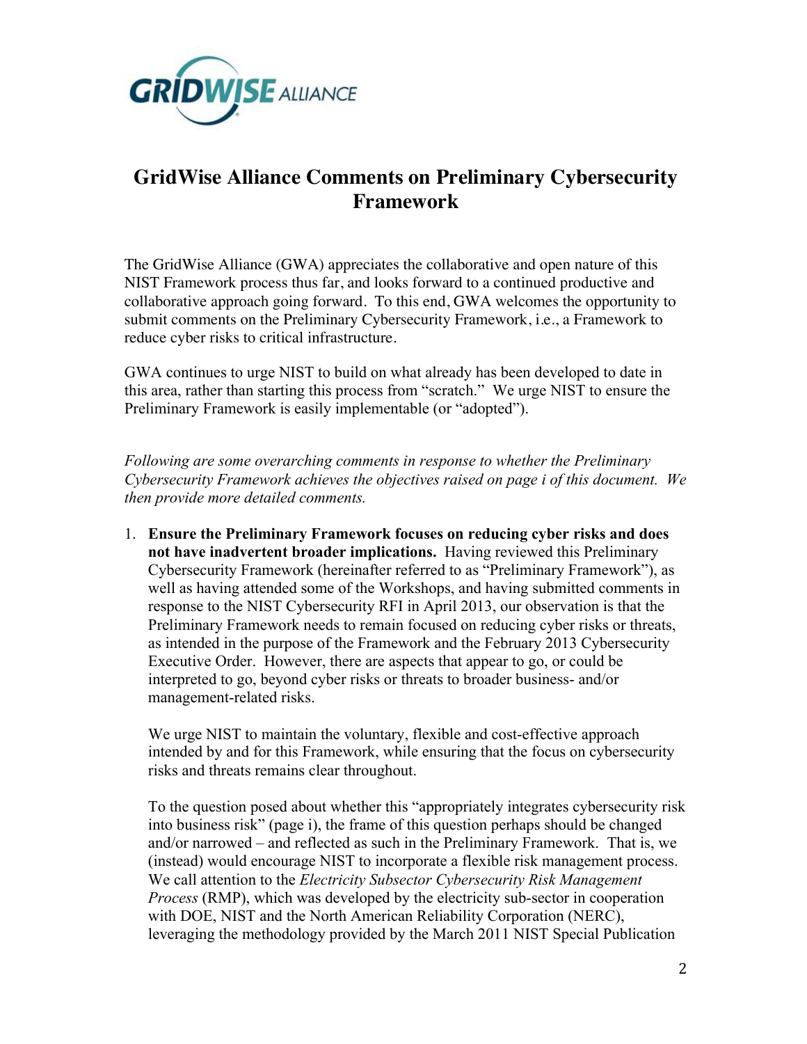# GridWise Alliance Comments on Preliminary Cybersecurity Framework

The GridWise Alliance (GWA) appreciates the collaborative and open nature of this NIST Framework process thus far, and looks forward to a continued productive and collaborative approach going forward. To this end, GWA welcomes the opportunity to submit comments on the Preliminary Cybersecurity Framework, i.e., a Framework to reduce cyber risks to critical infrastructure.

GWA continues to urge NIST to build on what already has been developed to date in this area, rather than starting this process from "scratch." We urge NIST to ensure the Preliminary Framework is easily implementable (or "adopted").

*Following are some overarching comments in response to whether the Preliminary Cybersecurity Framework achieves the objectives raised on page i of this document. We then provide more detailed comments.*

1. **Ensure the Preliminary Framework focuses on reducing cyber risks and does not have inadvertent broader implications.** Having reviewed this Preliminary Cybersecurity Framework (hereinafter referred to as "Preliminary Framework"), as well as having attended some of the Workshops, and having submitted comments in response to the NIST Cybersecurity RFI in April 2013, our observation is that the Preliminary Framework needs to remain focused on reducing cyber risks or threats, as intended in the purpose of the Framework and the February 2013 Cybersecurity Executive Order. However, there are aspects that appear to go, or could be interpreted to go, beyond cyber risks or threats to broader business- and/or management-related risks.

   We urge NIST to maintain the voluntary, flexible and cost-effective approach intended by and for this Framework, while ensuring that the focus on cybersecurity risks and threats remains clear throughout.

   To the question posed about whether this "appropriately integrates cybersecurity risk into business risk" (page i), the frame of this question perhaps should be changed and/or narrowed – and reflected as such in the Preliminary Framework. That is, we (instead) would encourage NIST to incorporate a flexible risk management process. We call attention to the *Electricity Subsector Cybersecurity Risk Management Process* (RMP), which was developed by the electricity sub-sector in cooperation with DOE, NIST and the North American Reliability Corporation (NERC), leveraging the methodology provided by the March 2011 NIST Special Publication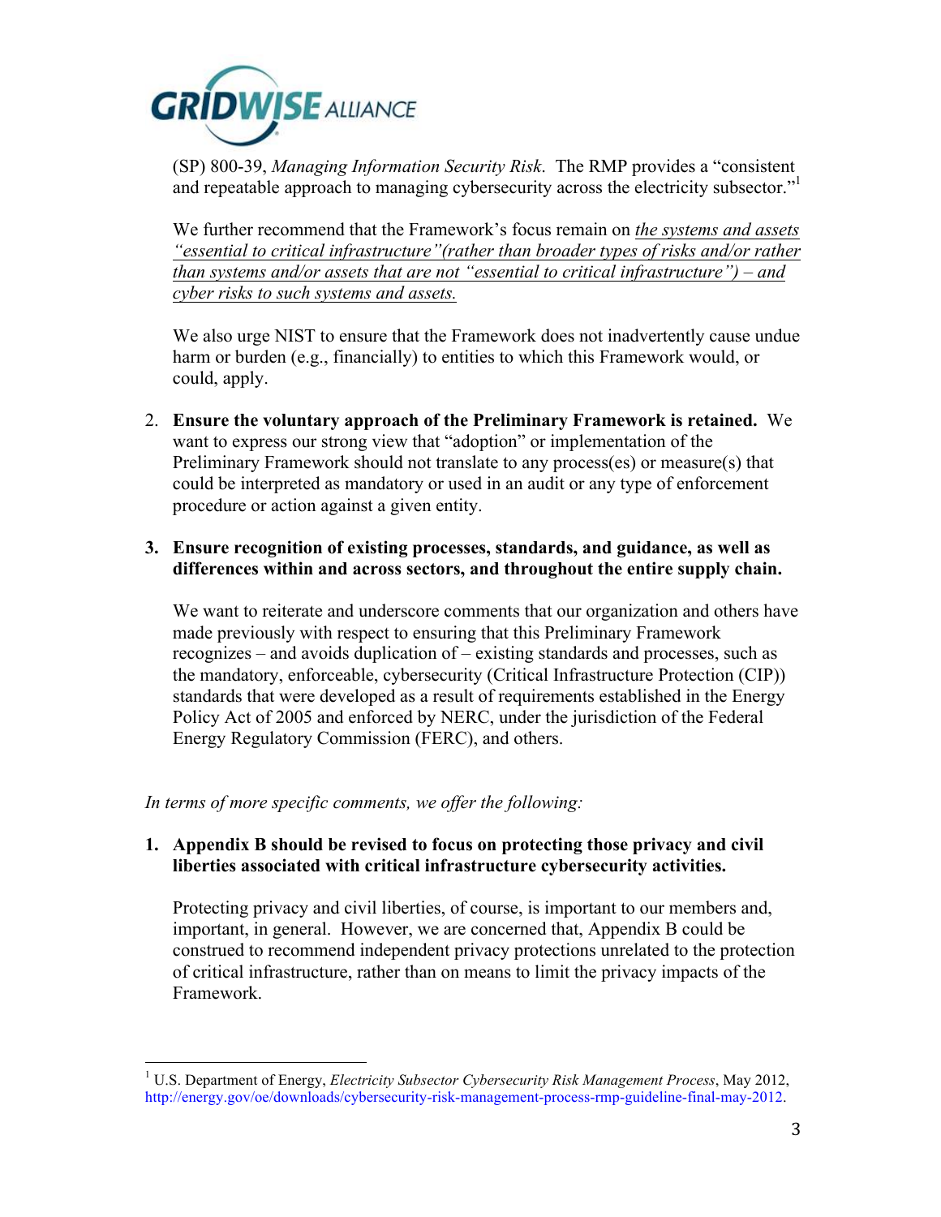(SP) 800-39, *Managing Information Security Risk*. The RMP provides a "consistent and repeatable approach to managing cybersecurity across the electricity subsector."[1]

We further recommend that the Framework's focus remain on <u>*the systems and assets "essential to critical infrastructure"(rather than broader types of risks and/or rather than systems and/or assets that are not "essential to critical infrastructure") – and cyber risks to such systems and assets.*</u>

We also urge NIST to ensure that the Framework does not inadvertently cause undue harm or burden (e.g., financially) to entities to which this Framework would, or could, apply.

2. **Ensure the voluntary approach of the Preliminary Framework is retained.** We want to express our strong view that "adoption" or implementation of the Preliminary Framework should not translate to any process(es) or measure(s) that could be interpreted as mandatory or used in an audit or any type of enforcement procedure or action against a given entity.

3. **Ensure recognition of existing processes, standards, and guidance, as well as differences within and across sectors, and throughout the entire supply chain.**

   We want to reiterate and underscore comments that our organization and others have made previously with respect to ensuring that this Preliminary Framework recognizes – and avoids duplication of – existing standards and processes, such as the mandatory, enforceable, cybersecurity (Critical Infrastructure Protection (CIP)) standards that were developed as a result of requirements established in the Energy Policy Act of 2005 and enforced by NERC, under the jurisdiction of the Federal Energy Regulatory Commission (FERC), and others.

*In terms of more specific comments, we offer the following:*

1. **Appendix B should be revised to focus on protecting those privacy and civil liberties associated with critical infrastructure cybersecurity activities.**

   Protecting privacy and civil liberties, of course, is important to our members and, important, in general. However, we are concerned that, Appendix B could be construed to recommend independent privacy protections unrelated to the protection of critical infrastructure, rather than on means to limit the privacy impacts of the Framework.

---

[1] U.S. Department of Energy, *Electricity Subsector Cybersecurity Risk Management Process*, May 2012, http://energy.gov/oe/downloads/cybersecurity-risk-management-process-rmp-guideline-final-may-2012.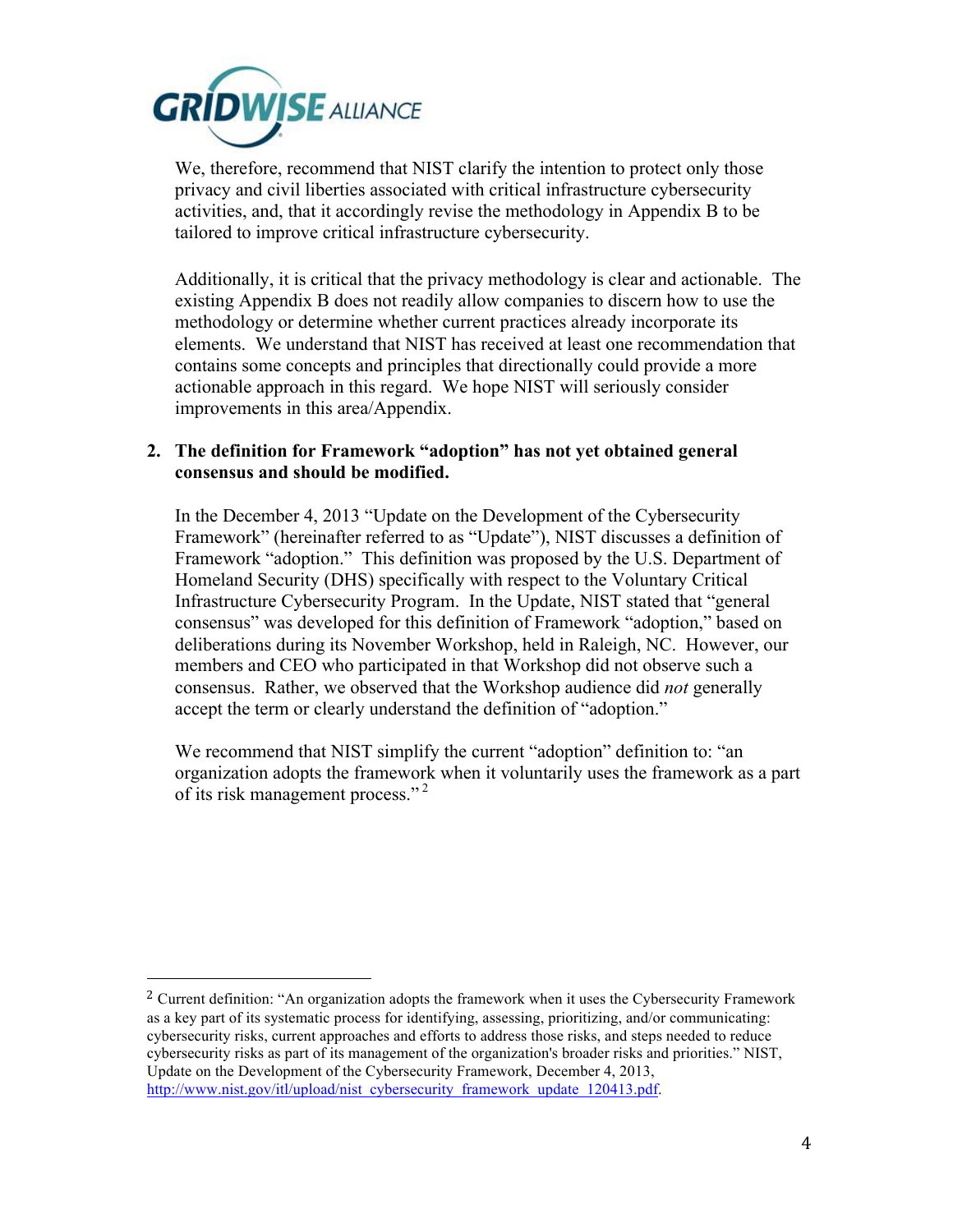We, therefore, recommend that NIST clarify the intention to protect only those privacy and civil liberties associated with critical infrastructure cybersecurity activities, and, that it accordingly revise the methodology in Appendix B to be tailored to improve critical infrastructure cybersecurity.

Additionally, it is critical that the privacy methodology is clear and actionable. The existing Appendix B does not readily allow companies to discern how to use the methodology or determine whether current practices already incorporate its elements. We understand that NIST has received at least one recommendation that contains some concepts and principles that directionally could provide a more actionable approach in this regard. We hope NIST will seriously consider improvements in this area/Appendix.

**2. The definition for Framework "adoption" has not yet obtained general consensus and should be modified.**

In the December 4, 2013 "Update on the Development of the Cybersecurity Framework" (hereinafter referred to as "Update"), NIST discusses a definition of Framework "adoption." This definition was proposed by the U.S. Department of Homeland Security (DHS) specifically with respect to the Voluntary Critical Infrastructure Cybersecurity Program. In the Update, NIST stated that "general consensus" was developed for this definition of Framework "adoption," based on deliberations during its November Workshop, held in Raleigh, NC. However, our members and CEO who participated in that Workshop did not observe such a consensus. Rather, we observed that the Workshop audience did *not* generally accept the term or clearly understand the definition of "adoption."

We recommend that NIST simplify the current "adoption" definition to: "an organization adopts the framework when it voluntarily uses the framework as a part of its risk management process."[2]

---

[2] Current definition: "An organization adopts the framework when it uses the Cybersecurity Framework as a key part of its systematic process for identifying, assessing, prioritizing, and/or communicating: cybersecurity risks, current approaches and efforts to address those risks, and steps needed to reduce cybersecurity risks as part of its management of the organization's broader risks and priorities." NIST, Update on the Development of the Cybersecurity Framework, December 4, 2013, http://www.nist.gov/itl/upload/nist_cybersecurity_framework_update_120413.pdf.